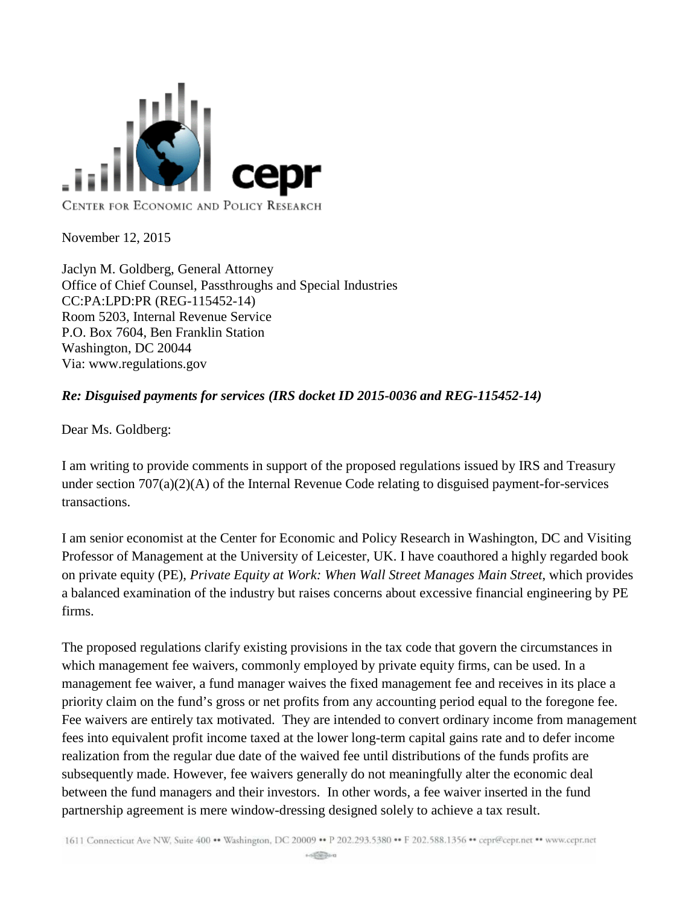CENTER FOR ECONOMIC AND POLICY RESEARCH

November 12, 2015

Jaclyn M. Goldberg, General Attorney
Office of Chief Counsel, Passthroughs and Special Industries
CC:PA:LPD:PR (REG-115452-14)
Room 5203, Internal Revenue Service
P.O. Box 7604, Ben Franklin Station
Washington, DC 20044
Via: www.regulations.gov

***Re: Disguised payments for services (IRS docket ID 2015-0036 and REG-115452-14)***

Dear Ms. Goldberg:

I am writing to provide comments in support of the proposed regulations issued by IRS and Treasury under section 707(a)(2)(A) of the Internal Revenue Code relating to disguised payment-for-services transactions.

I am senior economist at the Center for Economic and Policy Research in Washington, DC and Visiting Professor of Management at the University of Leicester, UK. I have coauthored a highly regarded book on private equity (PE), *Private Equity at Work: When Wall Street Manages Main Street*, which provides a balanced examination of the industry but raises concerns about excessive financial engineering by PE firms.

The proposed regulations clarify existing provisions in the tax code that govern the circumstances in which management fee waivers, commonly employed by private equity firms, can be used. In a management fee waiver, a fund manager waives the fixed management fee and receives in its place a priority claim on the fund's gross or net profits from any accounting period equal to the foregone fee. Fee waivers are entirely tax motivated. They are intended to convert ordinary income from management fees into equivalent profit income taxed at the lower long-term capital gains rate and to defer income realization from the regular due date of the waived fee until distributions of the funds profits are subsequently made. However, fee waivers generally do not meaningfully alter the economic deal between the fund managers and their investors. In other words, a fee waiver inserted in the fund partnership agreement is mere window-dressing designed solely to achieve a tax result.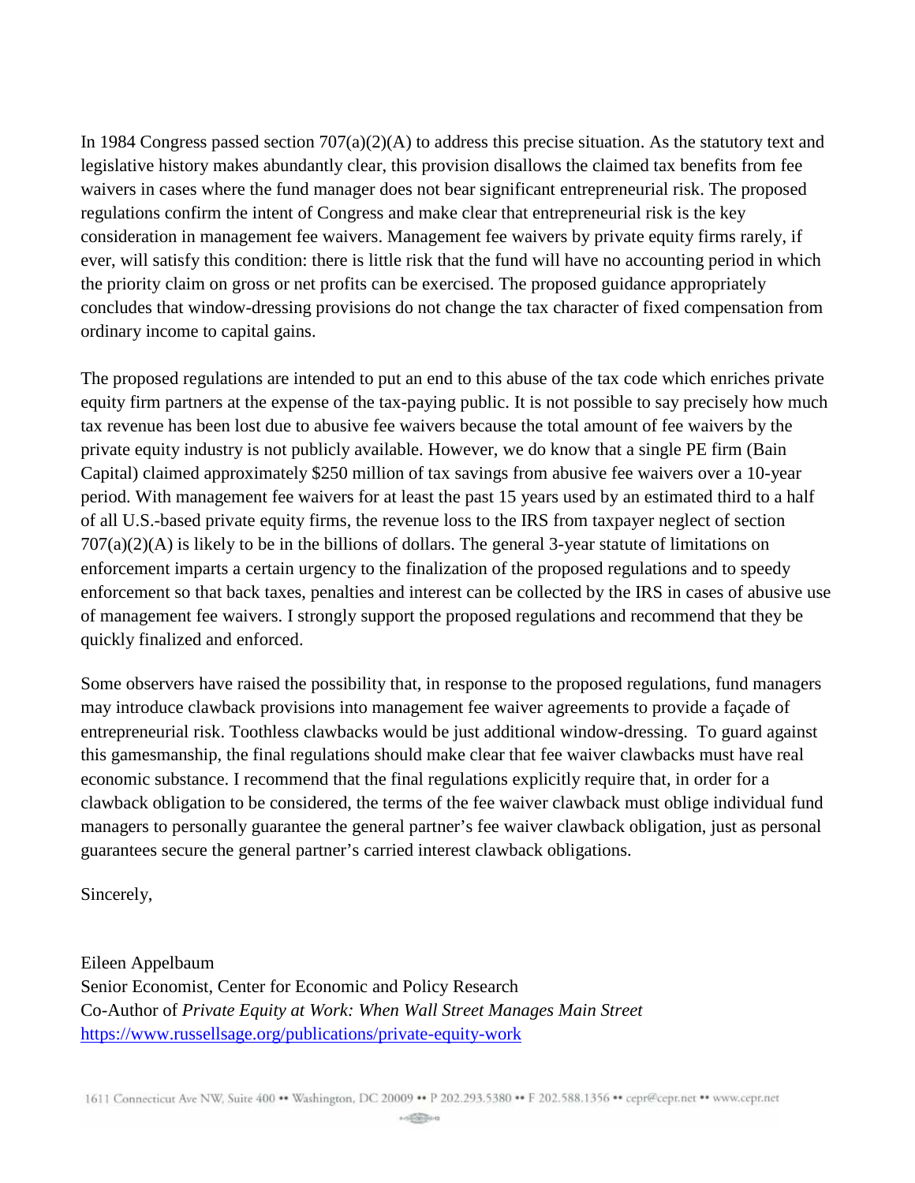In 1984 Congress passed section 707(a)(2)(A) to address this precise situation. As the statutory text and legislative history makes abundantly clear, this provision disallows the claimed tax benefits from fee waivers in cases where the fund manager does not bear significant entrepreneurial risk. The proposed regulations confirm the intent of Congress and make clear that entrepreneurial risk is the key consideration in management fee waivers. Management fee waivers by private equity firms rarely, if ever, will satisfy this condition: there is little risk that the fund will have no accounting period in which the priority claim on gross or net profits can be exercised. The proposed guidance appropriately concludes that window-dressing provisions do not change the tax character of fixed compensation from ordinary income to capital gains.

The proposed regulations are intended to put an end to this abuse of the tax code which enriches private equity firm partners at the expense of the tax-paying public. It is not possible to say precisely how much tax revenue has been lost due to abusive fee waivers because the total amount of fee waivers by the private equity industry is not publicly available. However, we do know that a single PE firm (Bain Capital) claimed approximately $250 million of tax savings from abusive fee waivers over a 10-year period. With management fee waivers for at least the past 15 years used by an estimated third to a half of all U.S.-based private equity firms, the revenue loss to the IRS from taxpayer neglect of section 707(a)(2)(A) is likely to be in the billions of dollars. The general 3-year statute of limitations on enforcement imparts a certain urgency to the finalization of the proposed regulations and to speedy enforcement so that back taxes, penalties and interest can be collected by the IRS in cases of abusive use of management fee waivers. I strongly support the proposed regulations and recommend that they be quickly finalized and enforced.

Some observers have raised the possibility that, in response to the proposed regulations, fund managers may introduce clawback provisions into management fee waiver agreements to provide a façade of entrepreneurial risk. Toothless clawbacks would be just additional window-dressing. To guard against this gamesmanship, the final regulations should make clear that fee waiver clawbacks must have real economic substance. I recommend that the final regulations explicitly require that, in order for a clawback obligation to be considered, the terms of the fee waiver clawback must oblige individual fund managers to personally guarantee the general partner's fee waiver clawback obligation, just as personal guarantees secure the general partner's carried interest clawback obligations.

Sincerely,

Eileen Appelbaum
Senior Economist, Center for Economic and Policy Research
Co-Author of *Private Equity at Work: When Wall Street Manages Main Street*
https://www.russellsage.org/publications/private-equity-work